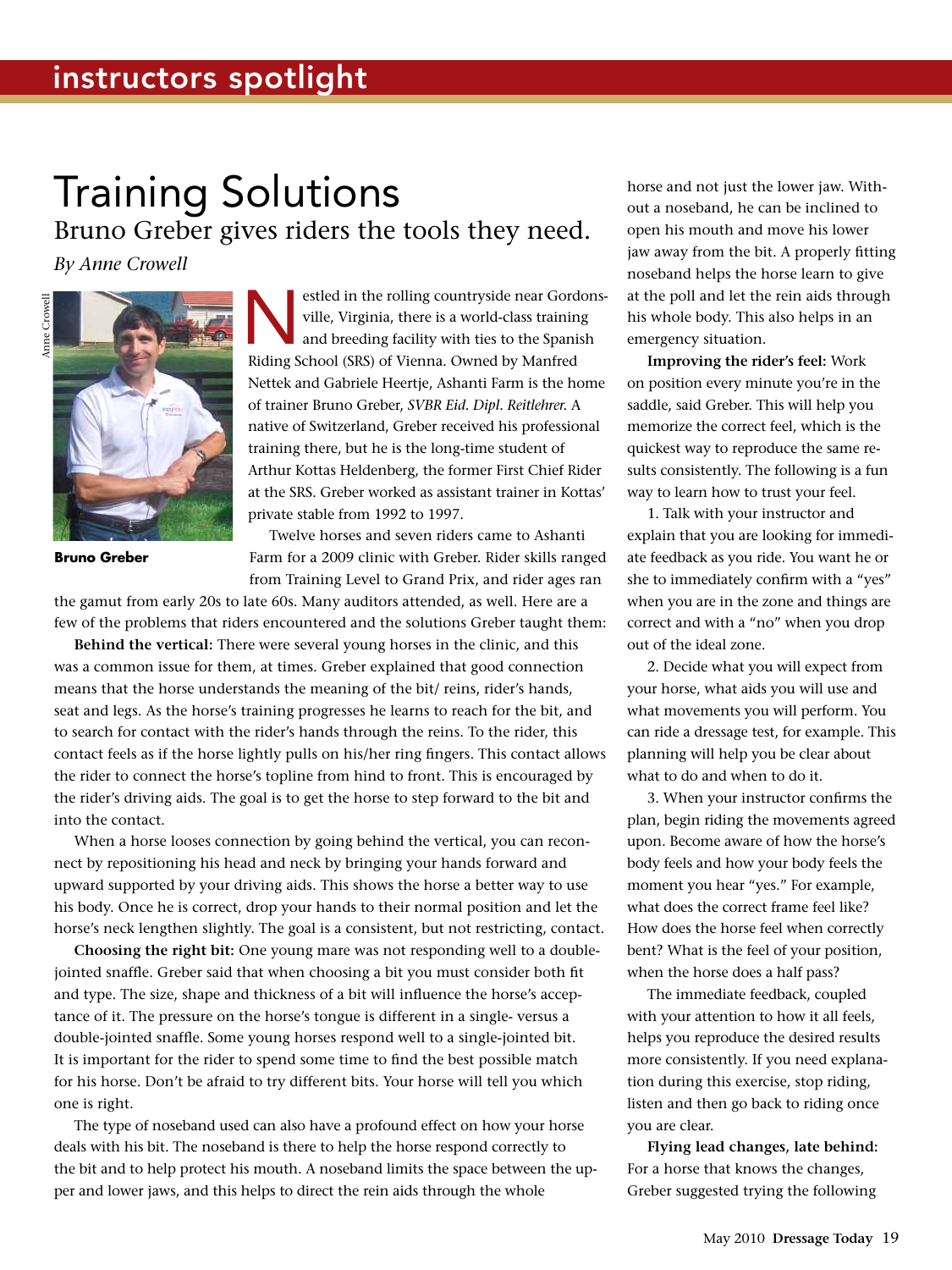# Training Solutions

## Bruno Greber gives riders the tools they need.

*By Anne Crowell*

Anne Crowell

**Bruno Greber**

Nestled in the rolling countryside near Gordonsville, Virginia, there is a world-class training and breeding facility with ties to the Spanish Riding School (SRS) of Vienna. Owned by Manfred Nettek and Gabriele Heertje, Ashanti Farm is the home of trainer Bruno Greber, *SVBR Eid. Dipl. Reitlehrer.* A native of Switzerland, Greber received his professional training there, but he is the long-time student of Arthur Kottas Heldenberg, the former First Chief Rider at the SRS. Greber worked as assistant trainer in Kottas' private stable from 1992 to 1997.

Twelve horses and seven riders came to Ashanti Farm for a 2009 clinic with Greber. Rider skills ranged from Training Level to Grand Prix, and rider ages ran the gamut from early 20s to late 60s. Many auditors attended, as well. Here are a few of the problems that riders encountered and the solutions Greber taught them:

**Behind the vertical:** There were several young horses in the clinic, and this was a common issue for them, at times. Greber explained that good connection means that the horse understands the meaning of the bit/ reins, rider's hands, seat and legs. As the horse's training progresses he learns to reach for the bit, and to search for contact with the rider's hands through the reins. To the rider, this contact feels as if the horse lightly pulls on his/her ring fingers. This contact allows the rider to connect the horse's topline from hind to front. This is encouraged by the rider's driving aids. The goal is to get the horse to step forward to the bit and into the contact.

When a horse looses connection by going behind the vertical, you can reconnect by repositioning his head and neck by bringing your hands forward and upward supported by your driving aids. This shows the horse a better way to use his body. Once he is correct, drop your hands to their normal position and let the horse's neck lengthen slightly. The goal is a consistent, but not restricting, contact.

**Choosing the right bit:** One young mare was not responding well to a double-jointed snaffle. Greber said that when choosing a bit you must consider both fit and type. The size, shape and thickness of a bit will influence the horse's acceptance of it. The pressure on the horse's tongue is different in a single- versus a double-jointed snaffle. Some young horses respond well to a single-jointed bit. It is important for the rider to spend some time to find the best possible match for his horse. Don't be afraid to try different bits. Your horse will tell you which one is right.

The type of noseband used can also have a profound effect on how your horse deals with his bit. The noseband is there to help the horse respond correctly to the bit and to help protect his mouth. A noseband limits the space between the upper and lower jaws, and this helps to direct the rein aids through the whole horse and not just the lower jaw. Without a noseband, he can be inclined to open his mouth and move his lower jaw away from the bit. A properly fitting noseband helps the horse learn to give at the poll and let the rein aids through his whole body. This also helps in an emergency situation.

**Improving the rider's feel:** Work on position every minute you're in the saddle, said Greber. This will help you memorize the correct feel, which is the quickest way to reproduce the same results consistently. The following is a fun way to learn how to trust your feel.

1. Talk with your instructor and explain that you are looking for immediate feedback as you ride. You want he or she to immediately confirm with a "yes" when you are in the zone and things are correct and with a "no" when you drop out of the ideal zone.

2. Decide what you will expect from your horse, what aids you will use and what movements you will perform. You can ride a dressage test, for example. This planning will help you be clear about what to do and when to do it.

3. When your instructor confirms the plan, begin riding the movements agreed upon. Become aware of how the horse's body feels and how your body feels the moment you hear "yes." For example, what does the correct frame feel like? How does the horse feel when correctly bent? What is the feel of your position, when the horse does a half pass?

The immediate feedback, coupled with your attention to how it all feels, helps you reproduce the desired results more consistently. If you need explanation during this exercise, stop riding, listen and then go back to riding once you are clear.

**Flying lead changes, late behind:** For a horse that knows the changes, Greber suggested trying the following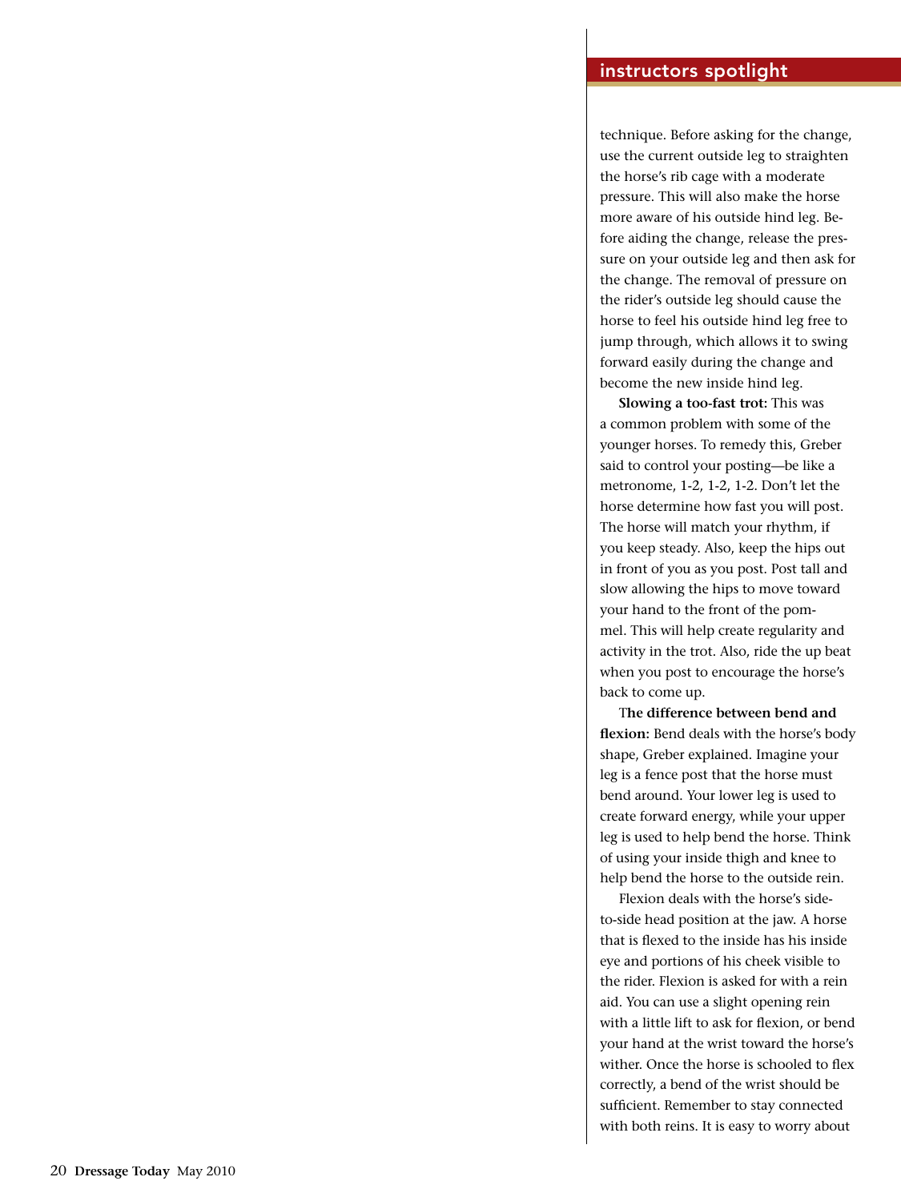technique. Before asking for the change, use the current outside leg to straighten the horse's rib cage with a moderate pressure. This will also make the horse more aware of his outside hind leg. Before aiding the change, release the pressure on your outside leg and then ask for the change. The removal of pressure on the rider's outside leg should cause the horse to feel his outside hind leg free to jump through, which allows it to swing forward easily during the change and become the new inside hind leg.

**Slowing a too-fast trot:** This was a common problem with some of the younger horses. To remedy this, Greber said to control your posting—be like a metronome, 1-2, 1-2, 1-2. Don't let the horse determine how fast you will post. The horse will match your rhythm, if you keep steady. Also, keep the hips out in front of you as you post. Post tall and slow allowing the hips to move toward your hand to the front of the pommel. This will help create regularity and activity in the trot. Also, ride the up beat when you post to encourage the horse's back to come up.

**The difference between bend and flexion:** Bend deals with the horse's body shape, Greber explained. Imagine your leg is a fence post that the horse must bend around. Your lower leg is used to create forward energy, while your upper leg is used to help bend the horse. Think of using your inside thigh and knee to help bend the horse to the outside rein.

Flexion deals with the horse's side-to-side head position at the jaw. A horse that is flexed to the inside has his inside eye and portions of his cheek visible to the rider. Flexion is asked for with a rein aid. You can use a slight opening rein with a little lift to ask for flexion, or bend your hand at the wrist toward the horse's wither. Once the horse is schooled to flex correctly, a bend of the wrist should be sufficient. Remember to stay connected with both reins. It is easy to worry about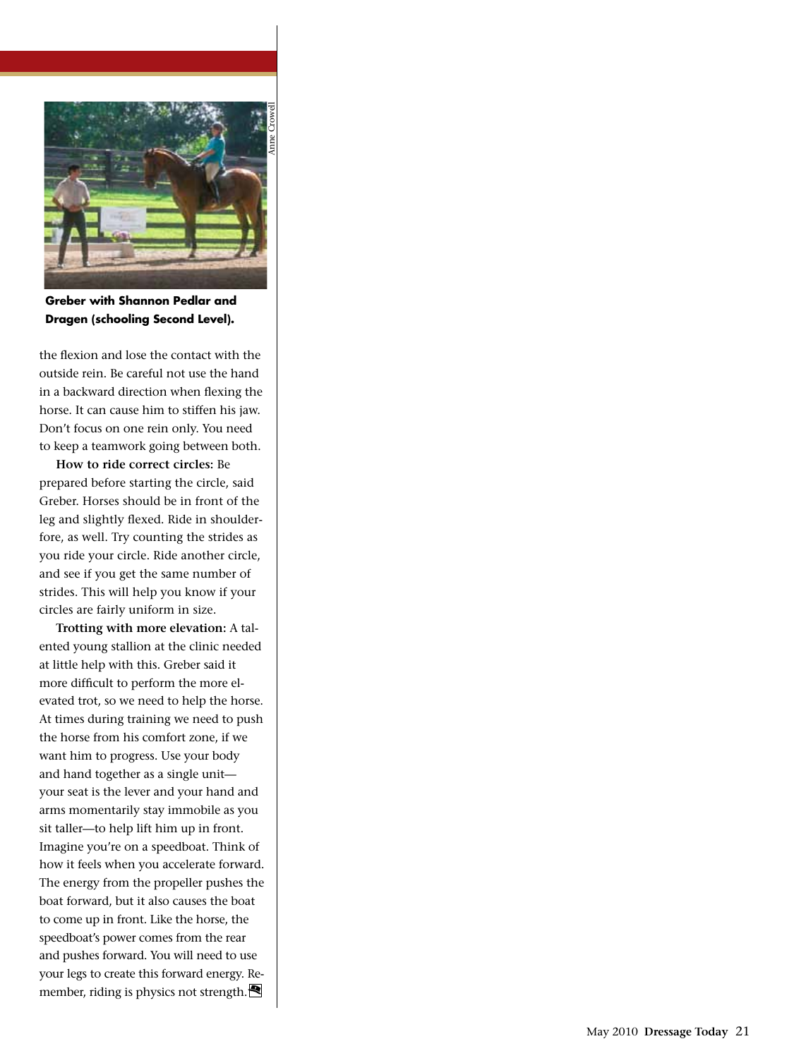Greber with Shannon Pedlar and Dragen (schooling Second Level).

the flexion and lose the contact with the outside rein. Be careful not use the hand in a backward direction when flexing the horse. It can cause him to stiffen his jaw. Don't focus on one rein only. You need to keep a teamwork going between both.

**How to ride correct circles:** Be prepared before starting the circle, said Greber. Horses should be in front of the leg and slightly flexed. Ride in shoulder-fore, as well. Try counting the strides as you ride your circle. Ride another circle, and see if you get the same number of strides. This will help you know if your circles are fairly uniform in size.

**Trotting with more elevation:** A talented young stallion at the clinic needed at little help with this. Greber said it more difficult to perform the more elevated trot, so we need to help the horse. At times during training we need to push the horse from his comfort zone, if we want him to progress. Use your body and hand together as a single unit—your seat is the lever and your hand and arms momentarily stay immobile as you sit taller—to help lift him up in front. Imagine you're on a speedboat. Think of how it feels when you accelerate forward. The energy from the propeller pushes the boat forward, but it also causes the boat to come up in front. Like the horse, the speedboat's power comes from the rear and pushes forward. You will need to use your legs to create this forward energy. Remember, riding is physics not strength.